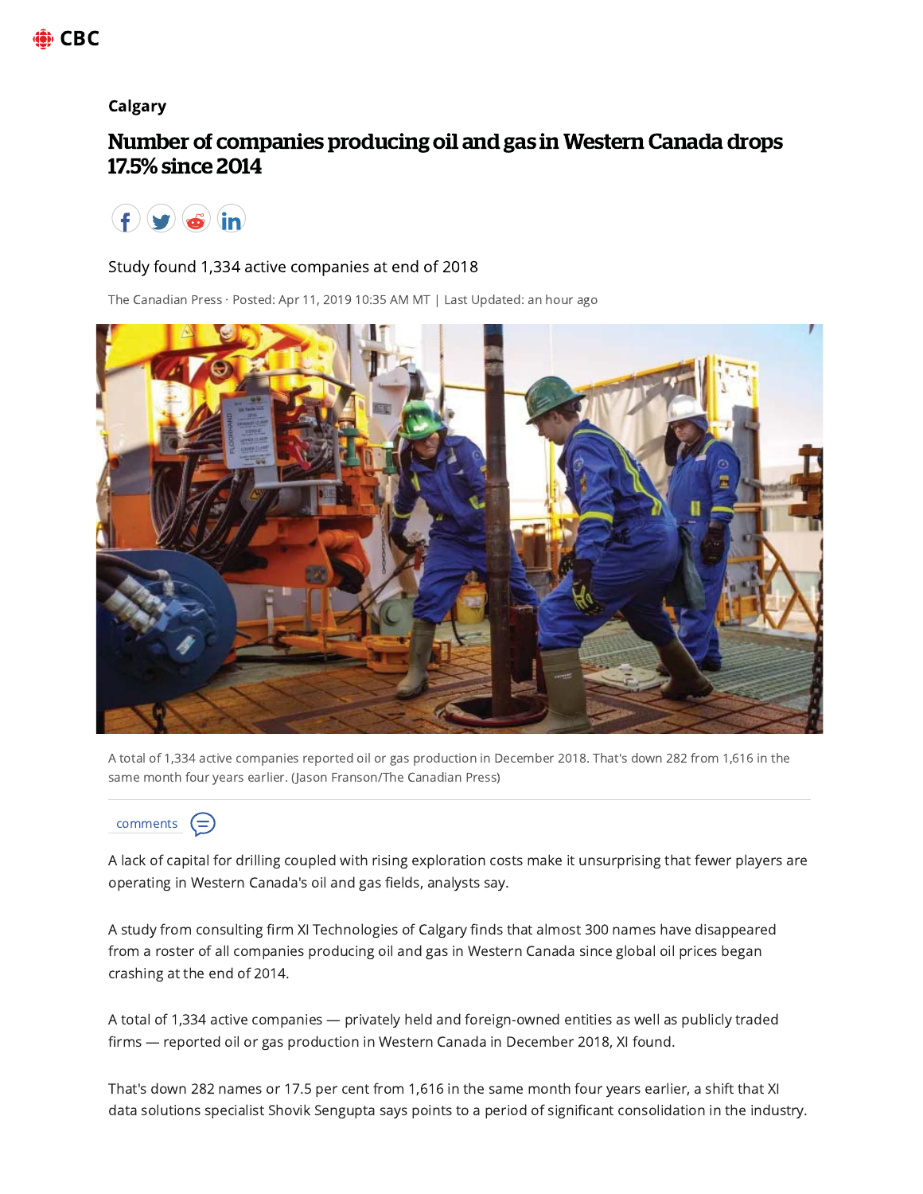Calgary

# Number of companies producing oil and gas in Western Canada drops 17.5% since 2014

Study found 1,334 active companies at end of 2018

The Canadian Press · Posted: Apr 11, 2019 10:35 AM MT | Last Updated: an hour ago

A total of 1,334 active companies reported oil or gas production in December 2018. That's down 282 from 1,616 in the same month four years earlier. (Jason Franson/The Canadian Press)

comments

A lack of capital for drilling coupled with rising exploration costs make it unsurprising that fewer players are operating in Western Canada's oil and gas fields, analysts say.

A study from consulting firm XI Technologies of Calgary finds that almost 300 names have disappeared from a roster of all companies producing oil and gas in Western Canada since global oil prices began crashing at the end of 2014.

A total of 1,334 active companies — privately held and foreign-owned entities as well as publicly traded firms — reported oil or gas production in Western Canada in December 2018, XI found.

That's down 282 names or 17.5 per cent from 1,616 in the same month four years earlier, a shift that XI data solutions specialist Shovik Sengupta says points to a period of significant consolidation in the industry.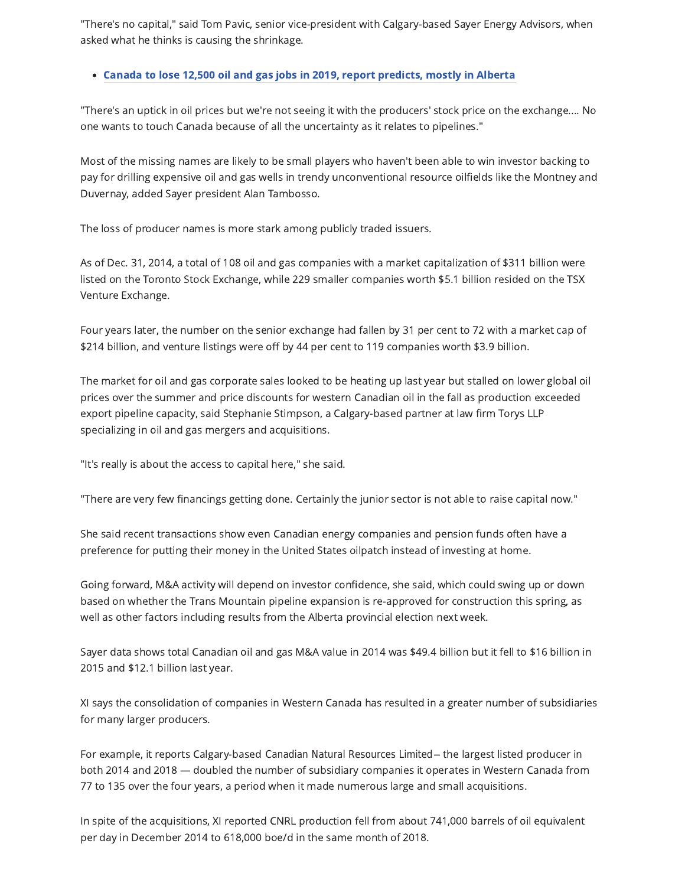"There's no capital," said Tom Pavic, senior vice-president with Calgary-based Sayer Energy Advisors, when asked what he thinks is causing the shrinkage.

- **Canada to lose 12,500 oil and gas jobs in 2019, report predicts, mostly in Alberta**

"There's an uptick in oil prices but we're not seeing it with the producers' stock price on the exchange.... No one wants to touch Canada because of all the uncertainty as it relates to pipelines."

Most of the missing names are likely to be small players who haven't been able to win investor backing to pay for drilling expensive oil and gas wells in trendy unconventional resource oilfields like the Montney and Duvernay, added Sayer president Alan Tambosso.

The loss of producer names is more stark among publicly traded issuers.

As of Dec. 31, 2014, a total of 108 oil and gas companies with a market capitalization of $311 billion were listed on the Toronto Stock Exchange, while 229 smaller companies worth $5.1 billion resided on the TSX Venture Exchange.

Four years later, the number on the senior exchange had fallen by 31 per cent to 72 with a market cap of $214 billion, and venture listings were off by 44 per cent to 119 companies worth $3.9 billion.

The market for oil and gas corporate sales looked to be heating up last year but stalled on lower global oil prices over the summer and price discounts for western Canadian oil in the fall as production exceeded export pipeline capacity, said Stephanie Stimpson, a Calgary-based partner at law firm Torys LLP specializing in oil and gas mergers and acquisitions.

"It's really is about the access to capital here," she said.

"There are very few financings getting done. Certainly the junior sector is not able to raise capital now."

She said recent transactions show even Canadian energy companies and pension funds often have a preference for putting their money in the United States oilpatch instead of investing at home.

Going forward, M&A activity will depend on investor confidence, she said, which could swing up or down based on whether the Trans Mountain pipeline expansion is re-approved for construction this spring, as well as other factors including results from the Alberta provincial election next week.

Sayer data shows total Canadian oil and gas M&A value in 2014 was $49.4 billion but it fell to $16 billion in 2015 and $12.1 billion last year.

XI says the consolidation of companies in Western Canada has resulted in a greater number of subsidiaries for many larger producers.

For example, it reports Calgary-based Canadian Natural Resources Limited – the largest listed producer in both 2014 and 2018 — doubled the number of subsidiary companies it operates in Western Canada from 77 to 135 over the four years, a period when it made numerous large and small acquisitions.

In spite of the acquisitions, XI reported CNRL production fell from about 741,000 barrels of oil equivalent per day in December 2014 to 618,000 boe/d in the same month of 2018.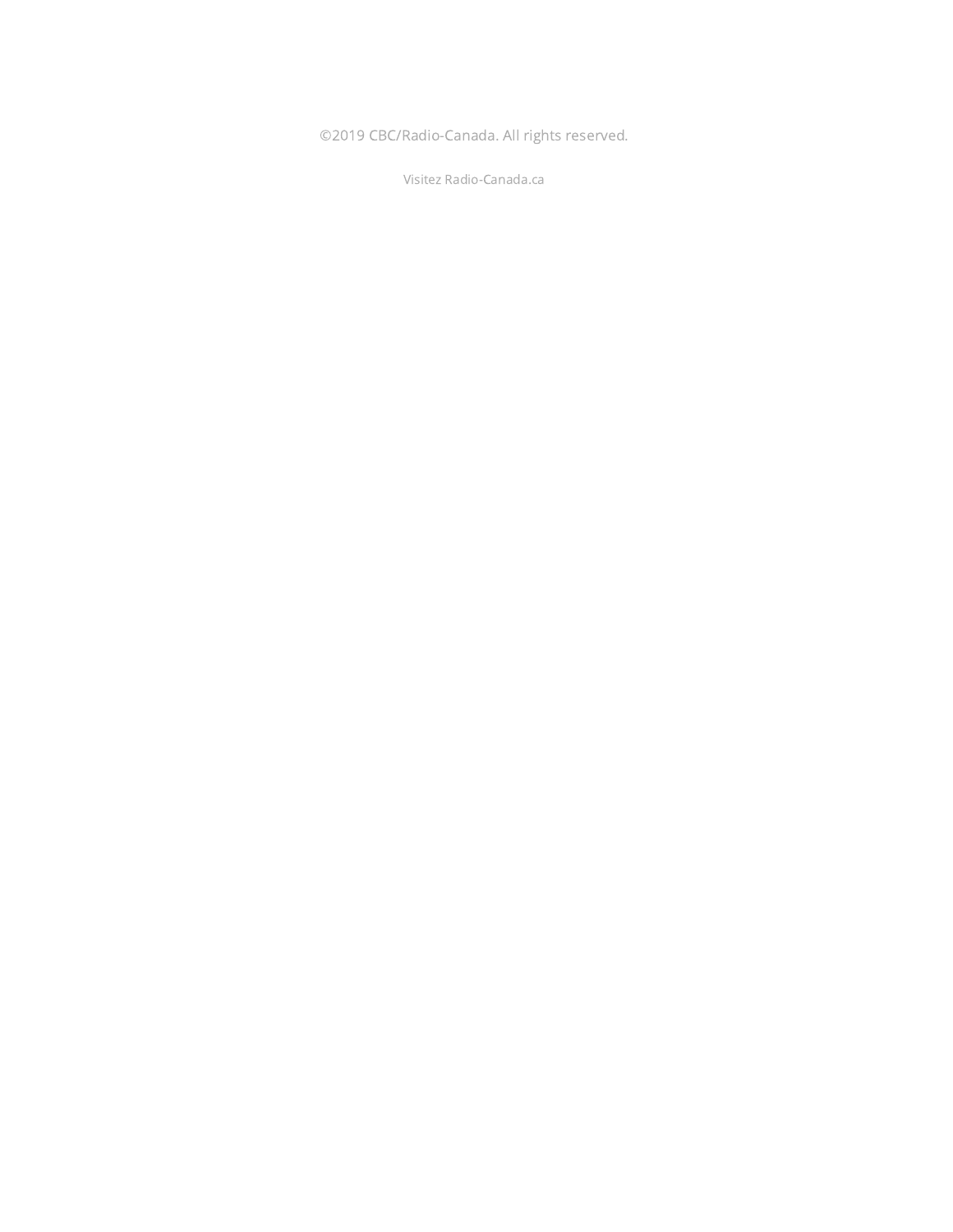©2019 CBC/Radio-Canada. All rights reserved.

Visitez Radio-Canada.ca